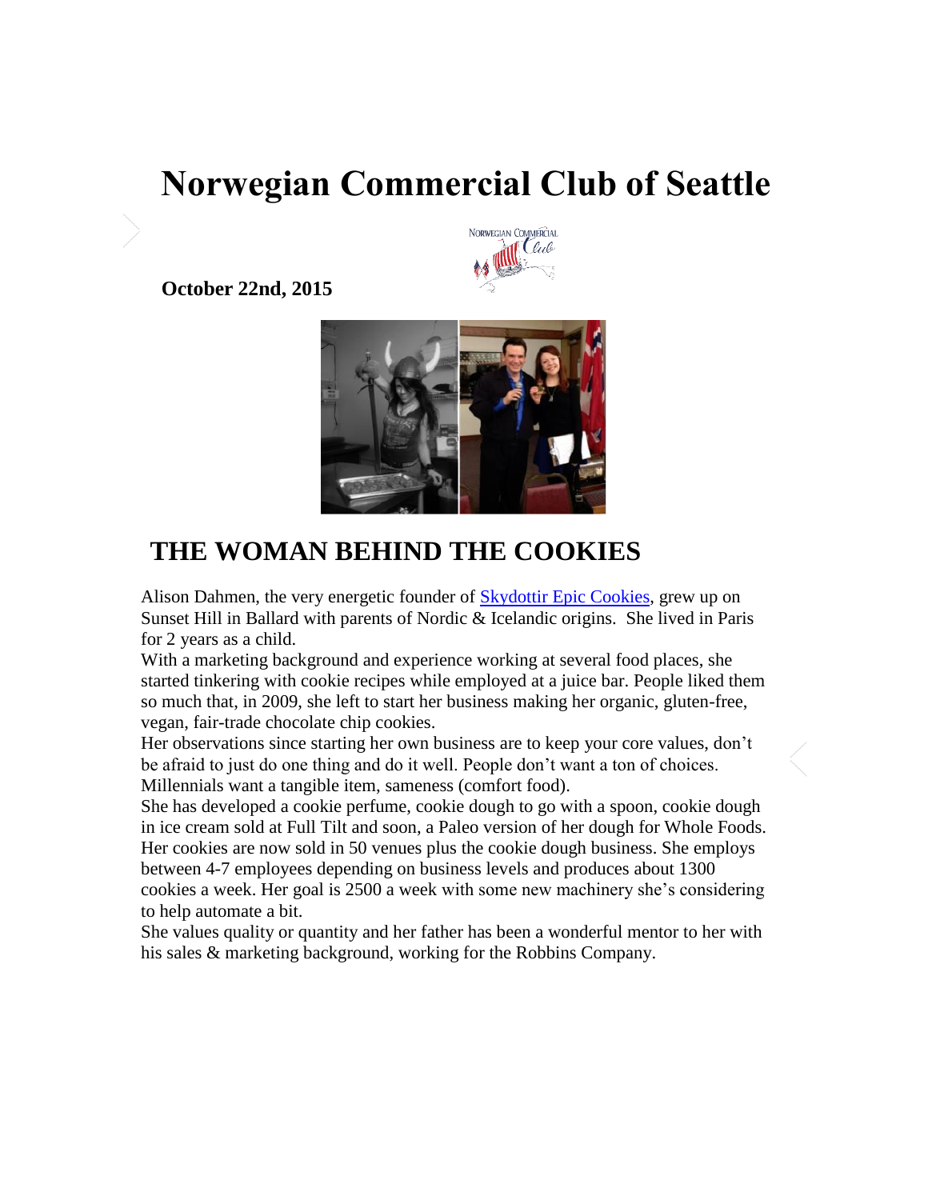# Norwegian Commercial Club of Seattle

**October 22nd, 2015**

## THE WOMAN BEHIND THE COOKIES

Alison Dahmen, the very energetic founder of [Skydottir Epic Cookies], grew up on Sunset Hill in Ballard with parents of Nordic & Icelandic origins. She lived in Paris for 2 years as a child.

With a marketing background and experience working at several food places, she started tinkering with cookie recipes while employed at a juice bar. People liked them so much that, in 2009, she left to start her business making her organic, gluten-free, vegan, fair-trade chocolate chip cookies.

Her observations since starting her own business are to keep your core values, don't be afraid to just do one thing and do it well. People don't want a ton of choices. Millennials want a tangible item, sameness (comfort food).

She has developed a cookie perfume, cookie dough to go with a spoon, cookie dough in ice cream sold at Full Tilt and soon, a Paleo version of her dough for Whole Foods. Her cookies are now sold in 50 venues plus the cookie dough business. She employs between 4-7 employees depending on business levels and produces about 1300 cookies a week. Her goal is 2500 a week with some new machinery she's considering to help automate a bit.

She values quality or quantity and her father has been a wonderful mentor to her with his sales & marketing background, working for the Robbins Company.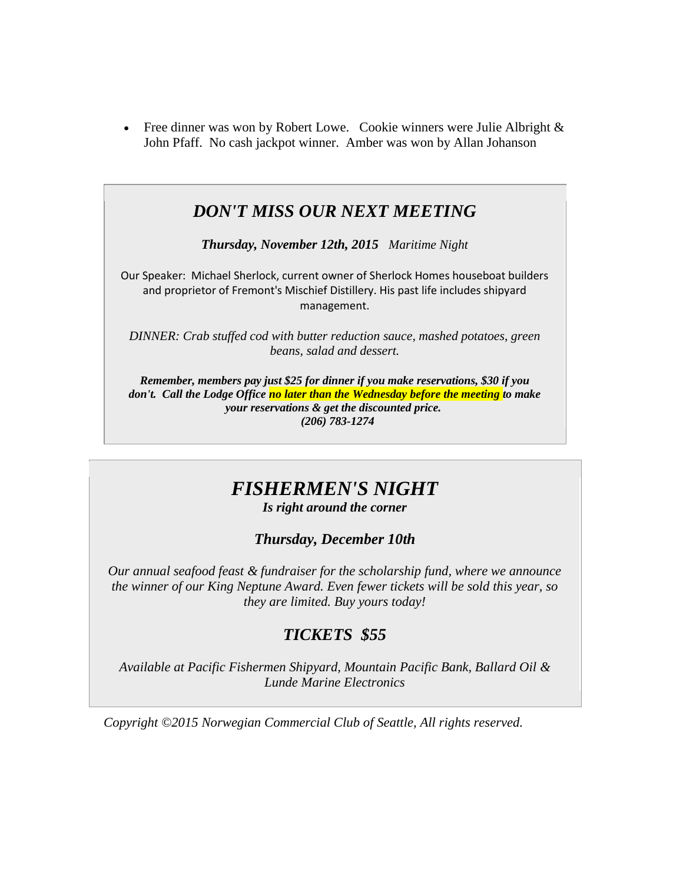- Free dinner was won by Robert Lowe. Cookie winners were Julie Albright & John Pfaff. No cash jackpot winner. Amber was won by Allan Johanson

## *DON'T MISS OUR NEXT MEETING*

***Thursday, November 12th, 2015*** *Maritime Night*

Our Speaker: Michael Sherlock, current owner of Sherlock Homes houseboat builders and proprietor of Fremont's Mischief Distillery. His past life includes shipyard management.

*DINNER: Crab stuffed cod with butter reduction sauce, mashed potatoes, green beans, salad and dessert.*

***Remember, members pay just $25 for dinner if you make reservations, $30 if you don't. Call the Lodge Office no later than the Wednesday before the meeting to make your reservations & get the discounted price.***
***(206) 783-1274***

## *FISHERMEN'S NIGHT*

***Is right around the corner***

### *Thursday, December 10th*

*Our annual seafood feast & fundraiser for the scholarship fund, where we announce the winner of our King Neptune Award. Even fewer tickets will be sold this year, so they are limited. Buy yours today!*

### *TICKETS $55*

*Available at Pacific Fishermen Shipyard, Mountain Pacific Bank, Ballard Oil & Lunde Marine Electronics*

*Copyright ©2015 Norwegian Commercial Club of Seattle, All rights reserved.*